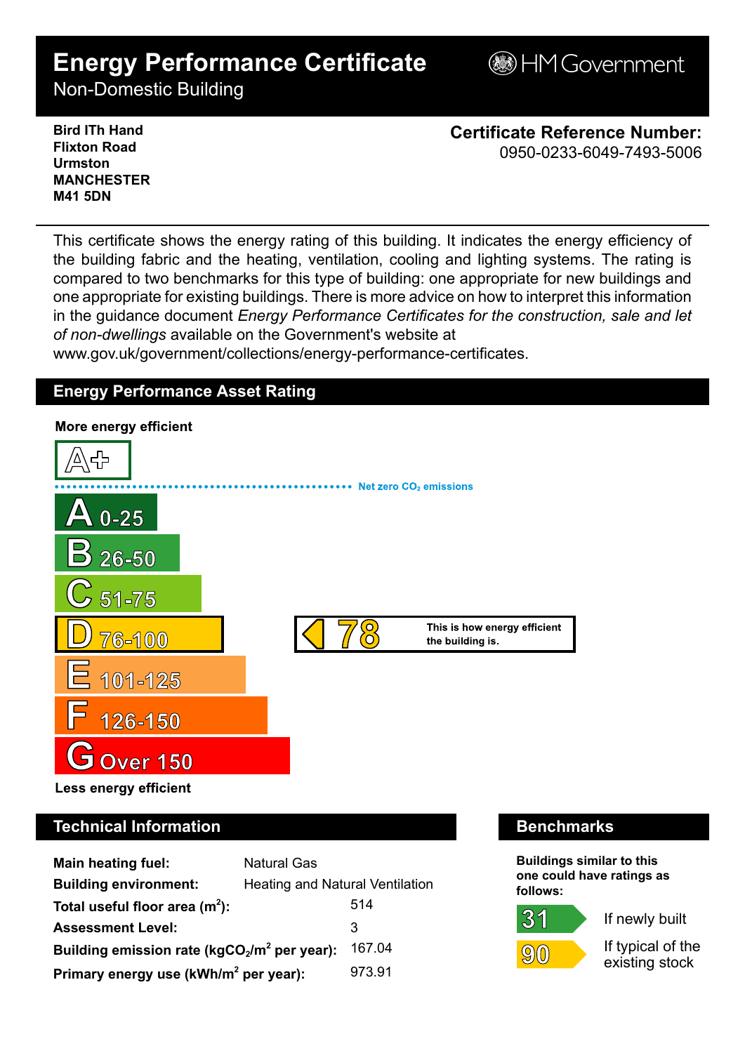# Energy Performance Certificate

Non-Domestic Building

HM Government

**Bird ITh Hand**
**Flixton Road**
**Urmston**
**MANCHESTER**
**M41 5DN**

**Certificate Reference Number:**
0950-0233-6049-7493-5006

This certificate shows the energy rating of this building. It indicates the energy efficiency of the building fabric and the heating, ventilation, cooling and lighting systems. The rating is compared to two benchmarks for this type of building: one appropriate for new buildings and one appropriate for existing buildings. There is more advice on how to interpret this information in the guidance document *Energy Performance Certificates for the construction, sale and let of non-dwellings* available on the Government's website at www.gov.uk/government/collections/energy-performance-certificates.

## Energy Performance Asset Rating

**More energy efficient**

A+

Net zero $CO_2$ emissions

- A 0-25
- B 26-50
- C 51-75
- D 76-100
- E 101-125
- F 126-150
- G Over 150

**78** — This is how energy efficient the building is.

**Less energy efficient**

## Technical Information

| | |
|---|---|
| **Main heating fuel:** | Natural Gas |
| **Building environment:** | Heating and Natural Ventilation |
| **Total useful floor area ($m^2$):** | 514 |
| **Assessment Level:** | 3 |
| **Building emission rate ($kgCO_2/m^2$ per year):** | 167.04 |
| **Primary energy use ($kWh/m^2$ per year):** | 973.91 |

## Benchmarks

**Buildings similar to this one could have ratings as follows:**

- **31** If newly built
- **90** If typical of the existing stock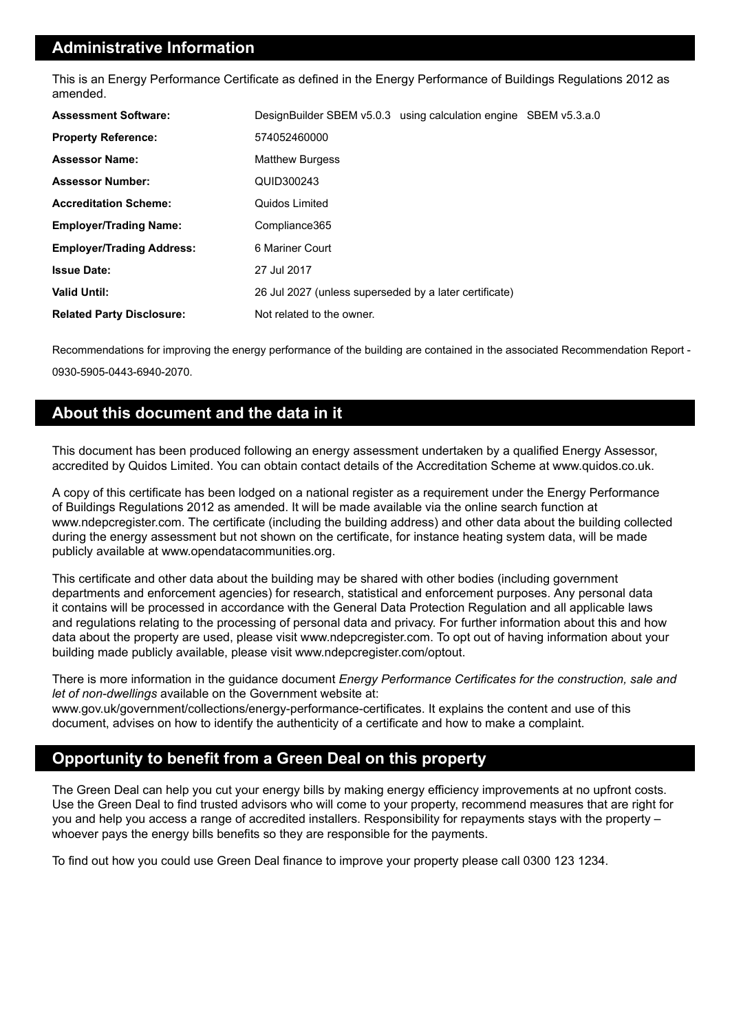## Administrative Information

This is an Energy Performance Certificate as defined in the Energy Performance of Buildings Regulations 2012 as amended.

| | |
|---|---|
| **Assessment Software:** | DesignBuilder SBEM v5.0.3 using calculation engine SBEM v5.3.a.0 |
| **Property Reference:** | 574052460000 |
| **Assessor Name:** | Matthew Burgess |
| **Assessor Number:** | QUID300243 |
| **Accreditation Scheme:** | Quidos Limited |
| **Employer/Trading Name:** | Compliance365 |
| **Employer/Trading Address:** | 6 Mariner Court |
| **Issue Date:** | 27 Jul 2017 |
| **Valid Until:** | 26 Jul 2027 (unless superseded by a later certificate) |
| **Related Party Disclosure:** | Not related to the owner. |

Recommendations for improving the energy performance of the building are contained in the associated Recommendation Report - 0930-5905-0443-6940-2070.

## About this document and the data in it

This document has been produced following an energy assessment undertaken by a qualified Energy Assessor, accredited by Quidos Limited. You can obtain contact details of the Accreditation Scheme at www.quidos.co.uk.

A copy of this certificate has been lodged on a national register as a requirement under the Energy Performance of Buildings Regulations 2012 as amended. It will be made available via the online search function at www.ndepcregister.com. The certificate (including the building address) and other data about the building collected during the energy assessment but not shown on the certificate, for instance heating system data, will be made publicly available at www.opendatacommunities.org.

This certificate and other data about the building may be shared with other bodies (including government departments and enforcement agencies) for research, statistical and enforcement purposes. Any personal data it contains will be processed in accordance with the General Data Protection Regulation and all applicable laws and regulations relating to the processing of personal data and privacy. For further information about this and how data about the property are used, please visit www.ndepcregister.com. To opt out of having information about your building made publicly available, please visit www.ndepcregister.com/optout.

There is more information in the guidance document *Energy Performance Certificates for the construction, sale and let of non-dwellings* available on the Government website at: www.gov.uk/government/collections/energy-performance-certificates. It explains the content and use of this document, advises on how to identify the authenticity of a certificate and how to make a complaint.

## Opportunity to benefit from a Green Deal on this property

The Green Deal can help you cut your energy bills by making energy efficiency improvements at no upfront costs. Use the Green Deal to find trusted advisors who will come to your property, recommend measures that are right for you and help you access a range of accredited installers. Responsibility for repayments stays with the property – whoever pays the energy bills benefits so they are responsible for the payments.

To find out how you could use Green Deal finance to improve your property please call 0300 123 1234.